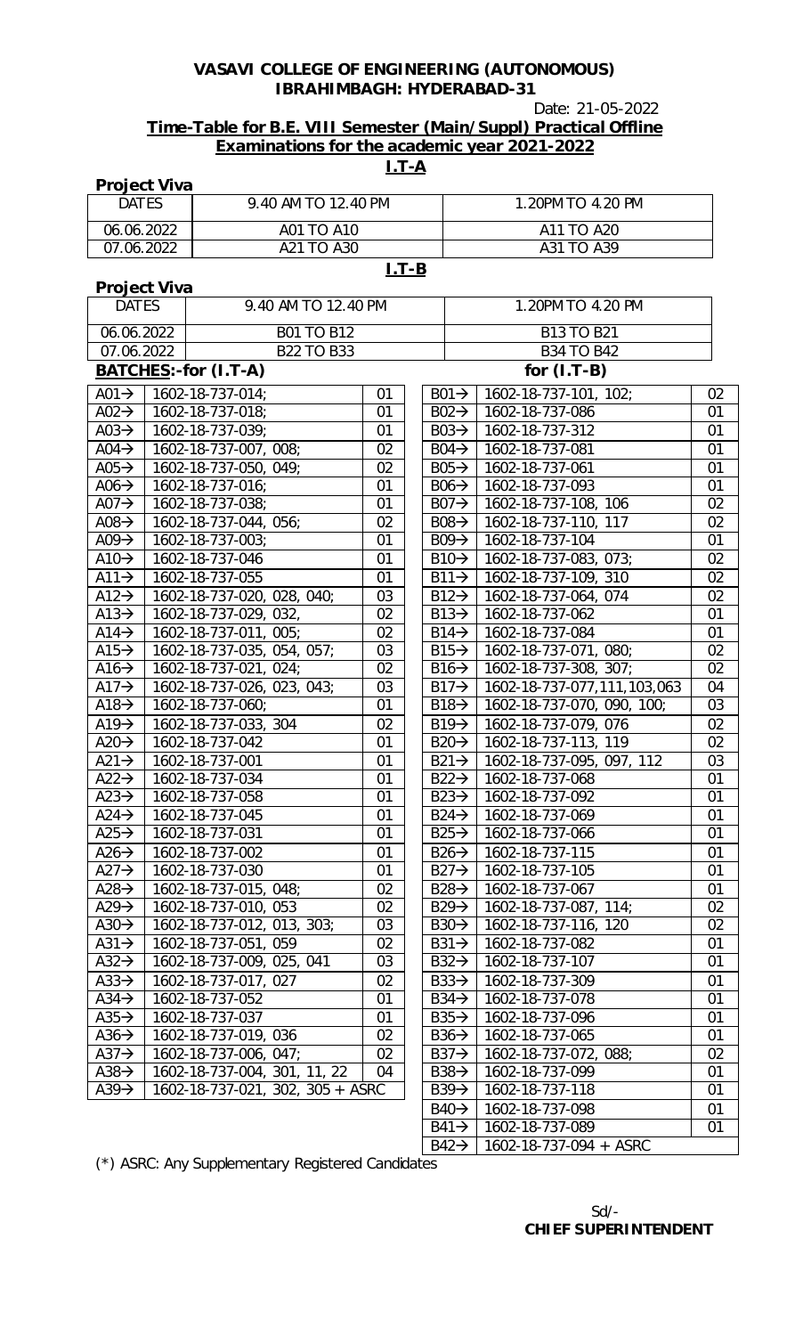**VASAVI COLLEGE OF ENGINEERING (AUTONOMOUS)**
**IBRAHIMBAGH: HYDERABAD-31**

Date: 21-05-2022

**Time-Table for B.E. VIII Semester (Main/Suppl) Practical Offline Examinations for the academic year 2021-2022**

## I.T-A

**Project Viva**

| DATES | 9.40 AM TO 12.40 PM | 1.20PM TO 4.20 PM |
|---|---|---|
| 06.06.2022 | A01 TO A10 | A11 TO A20 |
| 07.06.2022 | A21 TO A30 | A31 TO A39 |

## I.T-B

**Project Viva**

| DATES | 9.40 AM TO 12.40 PM | 1.20PM TO 4.20 PM |
|---|---|---|
| 06.06.2022 | B01 TO B12 | B13 TO B21 |
| 07.06.2022 | B22 TO B33 | B34 TO B42 |

**BATCHES:-for (I.T-A)**

| Batch | Roll Numbers | Count |
|---|---|---|
| A01→ | 1602-18-737-014; | 01 |
| A02→ | 1602-18-737-018; | 01 |
| A03→ | 1602-18-737-039; | 01 |
| A04→ | 1602-18-737-007, 008; | 02 |
| A05→ | 1602-18-737-050, 049; | 02 |
| A06→ | 1602-18-737-016; | 01 |
| A07→ | 1602-18-737-038; | 01 |
| A08→ | 1602-18-737-044, 056; | 02 |
| A09→ | 1602-18-737-003; | 01 |
| A10→ | 1602-18-737-046 | 01 |
| A11→ | 1602-18-737-055 | 01 |
| A12→ | 1602-18-737-020, 028, 040; | 03 |
| A13→ | 1602-18-737-029, 032, | 02 |
| A14→ | 1602-18-737-011, 005; | 02 |
| A15→ | 1602-18-737-035, 054, 057; | 03 |
| A16→ | 1602-18-737-021, 024; | 02 |
| A17→ | 1602-18-737-026, 023, 043; | 03 |
| A18→ | 1602-18-737-060; | 01 |
| A19→ | 1602-18-737-033, 304 | 02 |
| A20→ | 1602-18-737-042 | 01 |
| A21→ | 1602-18-737-001 | 01 |
| A22→ | 1602-18-737-034 | 01 |
| A23→ | 1602-18-737-058 | 01 |
| A24→ | 1602-18-737-045 | 01 |
| A25→ | 1602-18-737-031 | 01 |
| A26→ | 1602-18-737-002 | 01 |
| A27→ | 1602-18-737-030 | 01 |
| A28→ | 1602-18-737-015, 048; | 02 |
| A29→ | 1602-18-737-010, 053 | 02 |
| A30→ | 1602-18-737-012, 013, 303; | 03 |
| A31→ | 1602-18-737-051, 059 | 02 |
| A32→ | 1602-18-737-009, 025, 041 | 03 |
| A33→ | 1602-18-737-017, 027 | 02 |
| A34→ | 1602-18-737-052 | 01 |
| A35→ | 1602-18-737-037 | 01 |
| A36→ | 1602-18-737-019, 036 | 02 |
| A37→ | 1602-18-737-006, 047; | 02 |
| A38→ | 1602-18-737-004, 301, 11, 22 | 04 |
| A39→ | 1602-18-737-021, 302, 305 + ASRC | |

**for (I.T-B)**

| Batch | Roll Numbers | Count |
|---|---|---|
| B01→ | 1602-18-737-101, 102; | 02 |
| B02→ | 1602-18-737-086 | 01 |
| B03→ | 1602-18-737-312 | 01 |
| B04→ | 1602-18-737-081 | 01 |
| B05→ | 1602-18-737-061 | 01 |
| B06→ | 1602-18-737-093 | 01 |
| B07→ | 1602-18-737-108, 106 | 02 |
| B08→ | 1602-18-737-110, 117 | 02 |
| B09→ | 1602-18-737-104 | 01 |
| B10→ | 1602-18-737-083, 073; | 02 |
| B11→ | 1602-18-737-109, 310 | 02 |
| B12→ | 1602-18-737-064, 074 | 02 |
| B13→ | 1602-18-737-062 | 01 |
| B14→ | 1602-18-737-084 | 01 |
| B15→ | 1602-18-737-071, 080; | 02 |
| B16→ | 1602-18-737-308, 307; | 02 |
| B17→ | 1602-18-737-077,111,103,063 | 04 |
| B18→ | 1602-18-737-070, 090, 100; | 03 |
| B19→ | 1602-18-737-079, 076 | 02 |
| B20→ | 1602-18-737-113, 119 | 02 |
| B21→ | 1602-18-737-095, 097, 112 | 03 |
| B22→ | 1602-18-737-068 | 01 |
| B23→ | 1602-18-737-092 | 01 |
| B24→ | 1602-18-737-069 | 01 |
| B25→ | 1602-18-737-066 | 01 |
| B26→ | 1602-18-737-115 | 01 |
| B27→ | 1602-18-737-105 | 01 |
| B28→ | 1602-18-737-067 | 01 |
| B29→ | 1602-18-737-087, 114; | 02 |
| B30→ | 1602-18-737-116, 120 | 02 |
| B31→ | 1602-18-737-082 | 01 |
| B32→ | 1602-18-737-107 | 01 |
| B33→ | 1602-18-737-309 | 01 |
| B34→ | 1602-18-737-078 | 01 |
| B35→ | 1602-18-737-096 | 01 |
| B36→ | 1602-18-737-065 | 01 |
| B37→ | 1602-18-737-072, 088; | 02 |
| B38→ | 1602-18-737-099 | 01 |
| B39→ | 1602-18-737-118 | 01 |
| B40→ | 1602-18-737-098 | 01 |
| B41→ | 1602-18-737-089 | 01 |
| B42→ | 1602-18-737-094 + ASRC | |

(*) ASRC: Any Supplementary Registered Candidates

Sd/-
**CHIEF SUPERINTENDENT**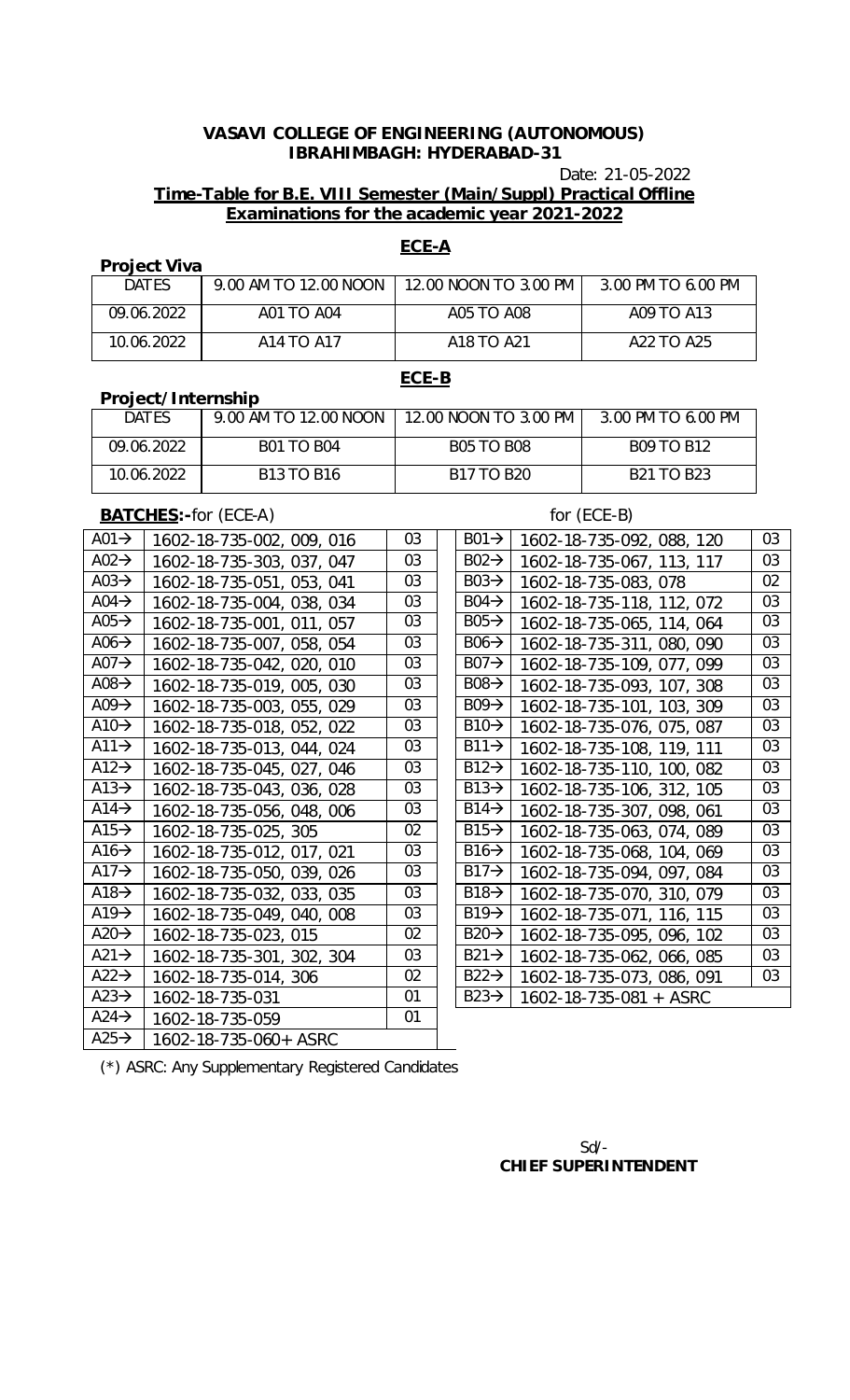**VASAVI COLLEGE OF ENGINEERING (AUTONOMOUS)**
**IBRAHIMBAGH: HYDERABAD-31**

Date: 21-05-2022

**Time-Table for B.E. VIII Semester (Main/Suppl) Practical Offline Examinations for the academic year 2021-2022**

## ECE-A

**Project Viva**

| DATES | 9.00 AM TO 12.00 NOON | 12.00 NOON TO 3.00 PM | 3.00 PM TO 6.00 PM |
|---|---|---|---|
| 09.06.2022 | A01 TO A04 | A05 TO A08 | A09 TO A13 |
| 10.06.2022 | A14 TO A17 | A18 TO A21 | A22 TO A25 |

## ECE-B

**Project/Internship**

| DATES | 9.00 AM TO 12.00 NOON | 12.00 NOON TO 3.00 PM | 3.00 PM TO 6.00 PM |
|---|---|---|---|
| 09.06.2022 | B01 TO B04 | B05 TO B08 | B09 TO B12 |
| 10.06.2022 | B13 TO B16 | B17 TO B20 | B21 TO B23 |

**BATCHES:-** for (ECE-A)

| Batch | Roll Numbers | Count |
|---|---|---|
| A01→ | 1602-18-735-002, 009, 016 | 03 |
| A02→ | 1602-18-735-303, 037, 047 | 03 |
| A03→ | 1602-18-735-051, 053, 041 | 03 |
| A04→ | 1602-18-735-004, 038, 034 | 03 |
| A05→ | 1602-18-735-001, 011, 057 | 03 |
| A06→ | 1602-18-735-007, 058, 054 | 03 |
| A07→ | 1602-18-735-042, 020, 010 | 03 |
| A08→ | 1602-18-735-019, 005, 030 | 03 |
| A09→ | 1602-18-735-003, 055, 029 | 03 |
| A10→ | 1602-18-735-018, 052, 022 | 03 |
| A11→ | 1602-18-735-013, 044, 024 | 03 |
| A12→ | 1602-18-735-045, 027, 046 | 03 |
| A13→ | 1602-18-735-043, 036, 028 | 03 |
| A14→ | 1602-18-735-056, 048, 006 | 03 |
| A15→ | 1602-18-735-025, 305 | 02 |
| A16→ | 1602-18-735-012, 017, 021 | 03 |
| A17→ | 1602-18-735-050, 039, 026 | 03 |
| A18→ | 1602-18-735-032, 033, 035 | 03 |
| A19→ | 1602-18-735-049, 040, 008 | 03 |
| A20→ | 1602-18-735-023, 015 | 02 |
| A21→ | 1602-18-735-301, 302, 304 | 03 |
| A22→ | 1602-18-735-014, 306 | 02 |
| A23→ | 1602-18-735-031 | 01 |
| A24→ | 1602-18-735-059 | 01 |
| A25→ | 1602-18-735-060+ ASRC | |

for (ECE-B)

| Batch | Roll Numbers | Count |
|---|---|---|
| B01→ | 1602-18-735-092, 088, 120 | 03 |
| B02→ | 1602-18-735-067, 113, 117 | 03 |
| B03→ | 1602-18-735-083, 078 | 02 |
| B04→ | 1602-18-735-118, 112, 072 | 03 |
| B05→ | 1602-18-735-065, 114, 064 | 03 |
| B06→ | 1602-18-735-311, 080, 090 | 03 |
| B07→ | 1602-18-735-109, 077, 099 | 03 |
| B08→ | 1602-18-735-093, 107, 308 | 03 |
| B09→ | 1602-18-735-101, 103, 309 | 03 |
| B10→ | 1602-18-735-076, 075, 087 | 03 |
| B11→ | 1602-18-735-108, 119, 111 | 03 |
| B12→ | 1602-18-735-110, 100, 082 | 03 |
| B13→ | 1602-18-735-106, 312, 105 | 03 |
| B14→ | 1602-18-735-307, 098, 061 | 03 |
| B15→ | 1602-18-735-063, 074, 089 | 03 |
| B16→ | 1602-18-735-068, 104, 069 | 03 |
| B17→ | 1602-18-735-094, 097, 084 | 03 |
| B18→ | 1602-18-735-070, 310, 079 | 03 |
| B19→ | 1602-18-735-071, 116, 115 | 03 |
| B20→ | 1602-18-735-095, 096, 102 | 03 |
| B21→ | 1602-18-735-062, 066, 085 | 03 |
| B22→ | 1602-18-735-073, 086, 091 | 03 |
| B23→ | 1602-18-735-081 + ASRC | |

(*) ASRC: Any Supplementary Registered Candidates

Sd/-
**CHIEF SUPERINTENDENT**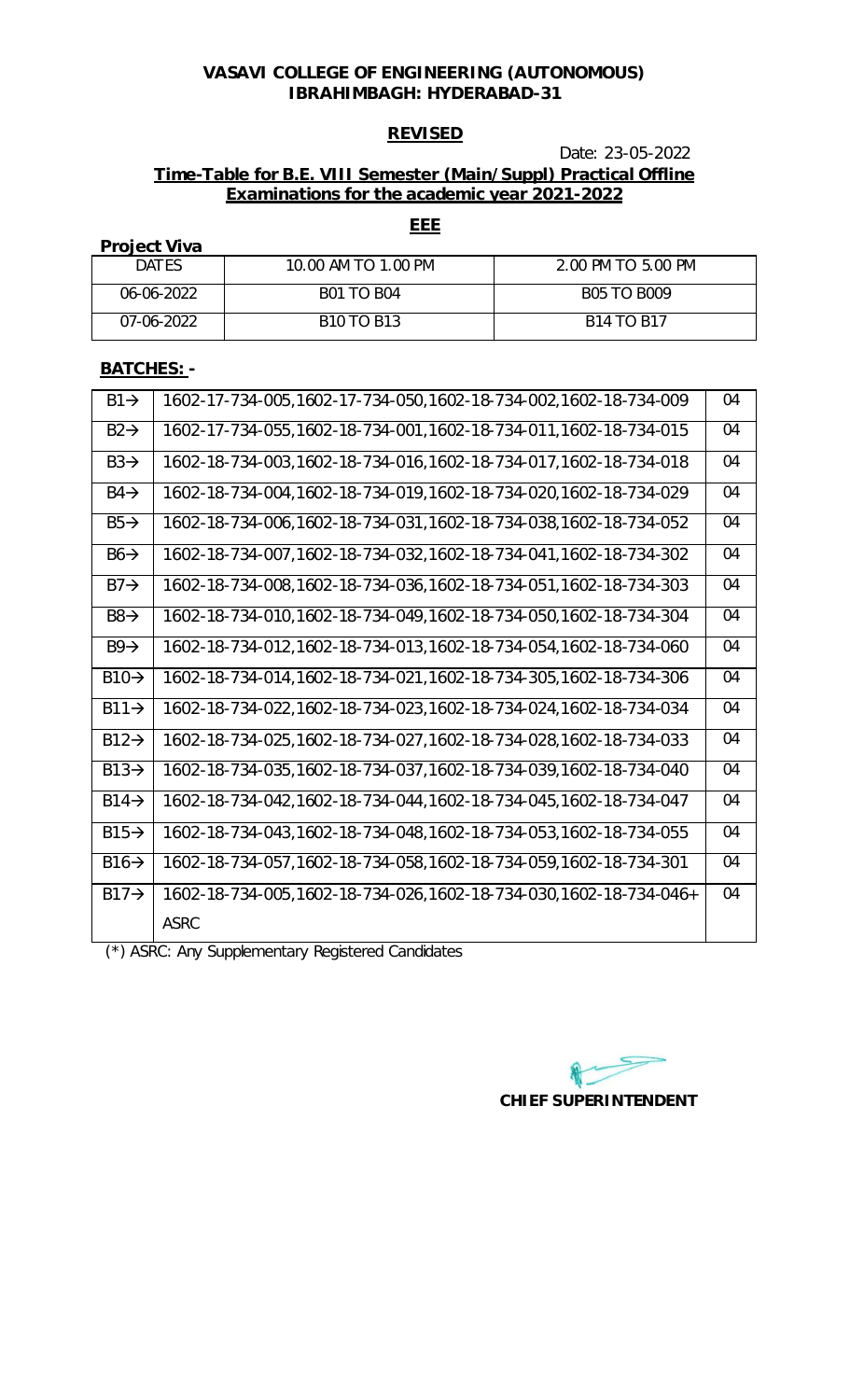**VASAVI COLLEGE OF ENGINEERING (AUTONOMOUS)**
**IBRAHIMBAGH: HYDERABAD-31**

**REVISED**

Date: 23-05-2022

**Time-Table for B.E. VIII Semester (Main/Suppl) Practical Offline Examinations for the academic year 2021-2022**

**EEE**

**Project Viva**

| DATES | 10.00 AM TO 1.00 PM | 2.00 PM TO 5.00 PM |
|---|---|---|
| 06-06-2022 | B01 TO B04 | B05 TO B009 |
| 07-06-2022 | B10 TO B13 | B14 TO B17 |

**BATCHES: -**

| | | |
|---|---|---|
| B1→ | 1602-17-734-005,1602-17-734-050,1602-18-734-002,1602-18-734-009 | 04 |
| B2→ | 1602-17-734-055,1602-18-734-001,1602-18-734-011,1602-18-734-015 | 04 |
| B3→ | 1602-18-734-003,1602-18-734-016,1602-18-734-017,1602-18-734-018 | 04 |
| B4→ | 1602-18-734-004,1602-18-734-019,1602-18-734-020,1602-18-734-029 | 04 |
| B5→ | 1602-18-734-006,1602-18-734-031,1602-18-734-038,1602-18-734-052 | 04 |
| B6→ | 1602-18-734-007,1602-18-734-032,1602-18-734-041,1602-18-734-302 | 04 |
| B7→ | 1602-18-734-008,1602-18-734-036,1602-18-734-051,1602-18-734-303 | 04 |
| B8→ | 1602-18-734-010,1602-18-734-049,1602-18-734-050,1602-18-734-304 | 04 |
| B9→ | 1602-18-734-012,1602-18-734-013,1602-18-734-054,1602-18-734-060 | 04 |
| B10→ | 1602-18-734-014,1602-18-734-021,1602-18-734-305,1602-18-734-306 | 04 |
| B11→ | 1602-18-734-022,1602-18-734-023,1602-18-734-024,1602-18-734-034 | 04 |
| B12→ | 1602-18-734-025,1602-18-734-027,1602-18-734-028,1602-18-734-033 | 04 |
| B13→ | 1602-18-734-035,1602-18-734-037,1602-18-734-039,1602-18-734-040 | 04 |
| B14→ | 1602-18-734-042,1602-18-734-044,1602-18-734-045,1602-18-734-047 | 04 |
| B15→ | 1602-18-734-043,1602-18-734-048,1602-18-734-053,1602-18-734-055 | 04 |
| B16→ | 1602-18-734-057,1602-18-734-058,1602-18-734-059,1602-18-734-301 | 04 |
| B17→ | 1602-18-734-005,1602-18-734-026,1602-18-734-030,1602-18-734-046+ ASRC | 04 |

(*) ASRC: Any Supplementary Registered Candidates

**CHIEF SUPERINTENDENT**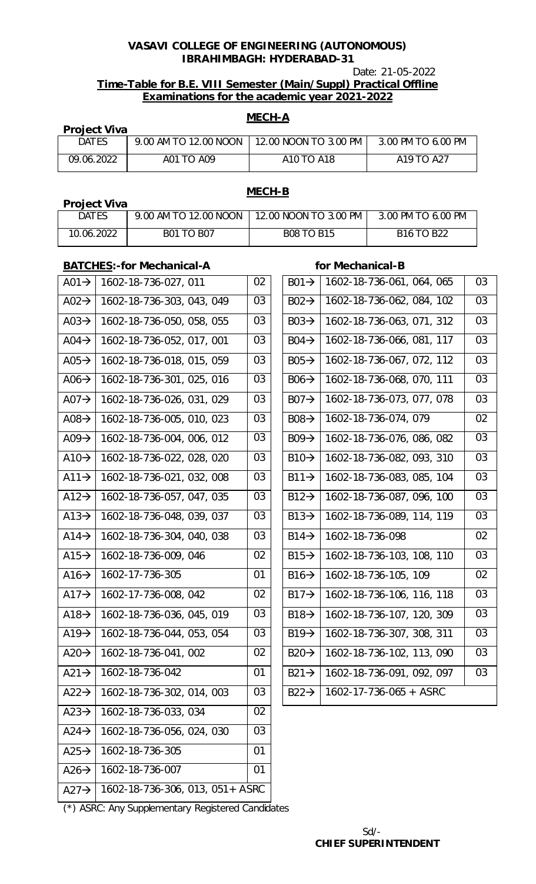**VASAVI COLLEGE OF ENGINEERING (AUTONOMOUS)**
**IBRAHIMBAGH: HYDERABAD-31**

Date: 21-05-2022

**Time-Table for B.E. VIII Semester (Main/Suppl) Practical Offline Examinations for the academic year 2021-2022**

## MECH-A

**Project Viva**

| DATES | 9.00 AM TO 12.00 NOON | 12.00 NOON TO 3.00 PM | 3.00 PM TO 6.00 PM |
|---|---|---|---|
| 09.06.2022 | A01 TO A09 | A10 TO A18 | A19 TO A27 |

## MECH-B

**Project Viva**

| DATES | 9.00 AM TO 12.00 NOON | 12.00 NOON TO 3.00 PM | 3.00 PM TO 6.00 PM |
|---|---|---|---|
| 10.06.2022 | B01 TO B07 | B08 TO B15 | B16 TO B22 |

**BATCHES:-for Mechanical-A**

| Batch | Roll Numbers | Count |
|---|---|---|
| A01→ | 1602-18-736-027, 011 | 02 |
| A02→ | 1602-18-736-303, 043, 049 | 03 |
| A03→ | 1602-18-736-050, 058, 055 | 03 |
| A04→ | 1602-18-736-052, 017, 001 | 03 |
| A05→ | 1602-18-736-018, 015, 059 | 03 |
| A06→ | 1602-18-736-301, 025, 016 | 03 |
| A07→ | 1602-18-736-026, 031, 029 | 03 |
| A08→ | 1602-18-736-005, 010, 023 | 03 |
| A09→ | 1602-18-736-004, 006, 012 | 03 |
| A10→ | 1602-18-736-022, 028, 020 | 03 |
| A11→ | 1602-18-736-021, 032, 008 | 03 |
| A12→ | 1602-18-736-057, 047, 035 | 03 |
| A13→ | 1602-18-736-048, 039, 037 | 03 |
| A14→ | 1602-18-736-304, 040, 038 | 03 |
| A15→ | 1602-18-736-009, 046 | 02 |
| A16→ | 1602-17-736-305 | 01 |
| A17→ | 1602-17-736-008, 042 | 02 |
| A18→ | 1602-18-736-036, 045, 019 | 03 |
| A19→ | 1602-18-736-044, 053, 054 | 03 |
| A20→ | 1602-18-736-041, 002 | 02 |
| A21→ | 1602-18-736-042 | 01 |
| A22→ | 1602-18-736-302, 014, 003 | 03 |
| A23→ | 1602-18-736-033, 034 | 02 |
| A24→ | 1602-18-736-056, 024, 030 | 03 |
| A25→ | 1602-18-736-305 | 01 |
| A26→ | 1602-18-736-007 | 01 |
| A27→ | 1602-18-736-306, 013, 051+ ASRC | |

**for Mechanical-B**

| Batch | Roll Numbers | Count |
|---|---|---|
| B01→ | 1602-18-736-061, 064, 065 | 03 |
| B02→ | 1602-18-736-062, 084, 102 | 03 |
| B03→ | 1602-18-736-063, 071, 312 | 03 |
| B04→ | 1602-18-736-066, 081, 117 | 03 |
| B05→ | 1602-18-736-067, 072, 112 | 03 |
| B06→ | 1602-18-736-068, 070, 111 | 03 |
| B07→ | 1602-18-736-073, 077, 078 | 03 |
| B08→ | 1602-18-736-074, 079 | 02 |
| B09→ | 1602-18-736-076, 086, 082 | 03 |
| B10→ | 1602-18-736-082, 093, 310 | 03 |
| B11→ | 1602-18-736-083, 085, 104 | 03 |
| B12→ | 1602-18-736-087, 096, 100 | 03 |
| B13→ | 1602-18-736-089, 114, 119 | 03 |
| B14→ | 1602-18-736-098 | 02 |
| B15→ | 1602-18-736-103, 108, 110 | 03 |
| B16→ | 1602-18-736-105, 109 | 02 |
| B17→ | 1602-18-736-106, 116, 118 | 03 |
| B18→ | 1602-18-736-107, 120, 309 | 03 |
| B19→ | 1602-18-736-307, 308, 311 | 03 |
| B20→ | 1602-18-736-102, 113, 090 | 03 |
| B21→ | 1602-18-736-091, 092, 097 | 03 |
| B22→ | 1602-17-736-065 + ASRC | |

(*) ASRC: Any Supplementary Registered Candidates

Sd/-
**CHIEF SUPERINTENDENT**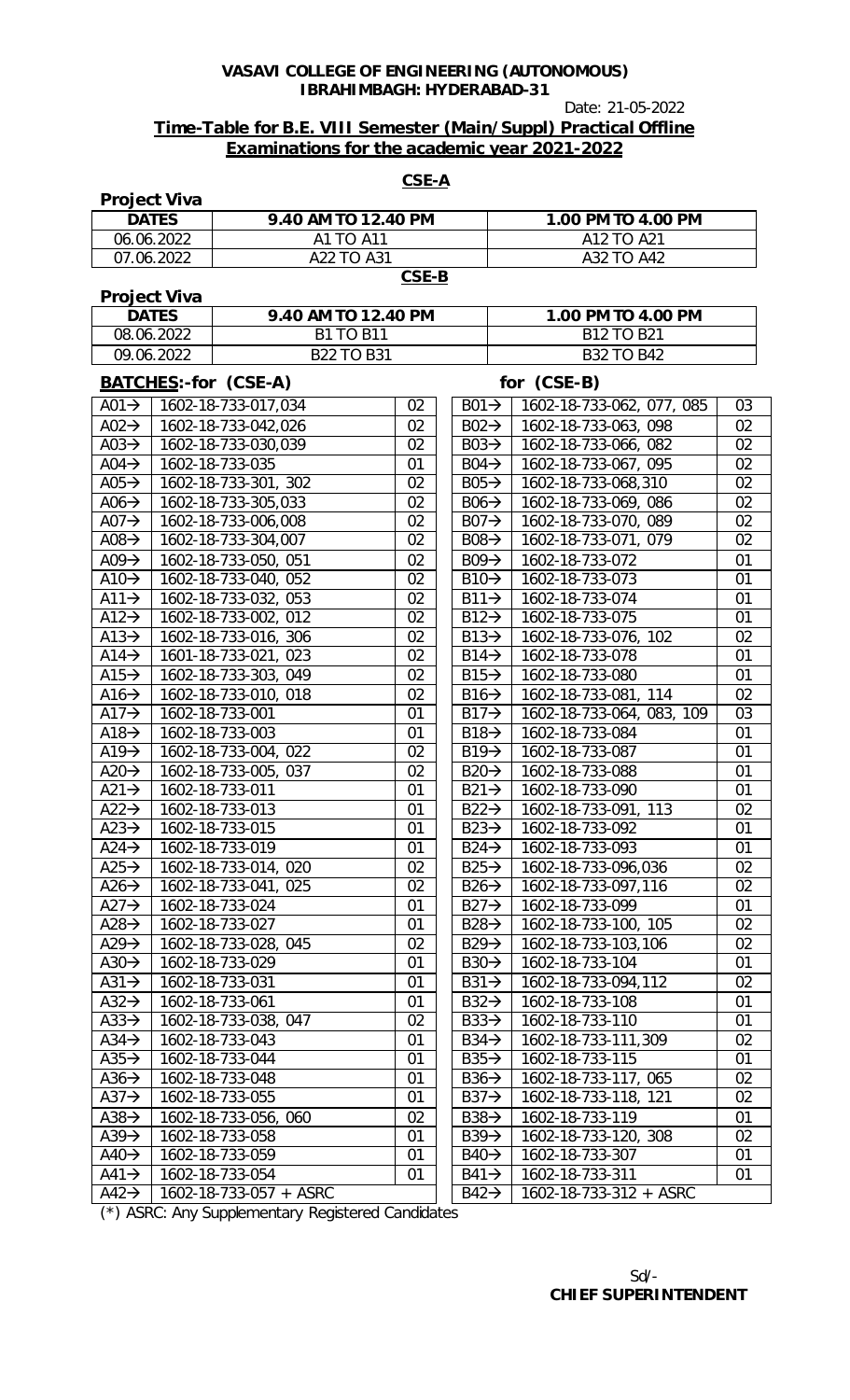**VASAVI COLLEGE OF ENGINEERING (AUTONOMOUS)**
**IBRAHIMBAGH: HYDERABAD-31**

Date: 21-05-2022

**Time-Table for B.E. VIII Semester (Main/Suppl) Practical Offline Examinations for the academic year 2021-2022**

## CSE-A

**Project Viva**

| DATES | 9.40 AM TO 12.40 PM | 1.00 PM TO 4.00 PM |
|---|---|---|
| 06.06.2022 | A1 TO A11 | A12 TO A21 |
| 07.06.2022 | A22 TO A31 | A32 TO A42 |

## CSE-B

**Project Viva**

| DATES | 9.40 AM TO 12.40 PM | 1.00 PM TO 4.00 PM |
|---|---|---|
| 08.06.2022 | B1 TO B11 | B12 TO B21 |
| 09.06.2022 | B22 TO B31 | B32 TO B42 |

**BATCHES:-for (CSE-A)**

| Batch | Roll Numbers | Count |
|---|---|---|
| A01→ | 1602-18-733-017,034 | 02 |
| A02→ | 1602-18-733-042,026 | 02 |
| A03→ | 1602-18-733-030,039 | 02 |
| A04→ | 1602-18-733-035 | 01 |
| A05→ | 1602-18-733-301, 302 | 02 |
| A06→ | 1602-18-733-305,033 | 02 |
| A07→ | 1602-18-733-006,008 | 02 |
| A08→ | 1602-18-733-304,007 | 02 |
| A09→ | 1602-18-733-050, 051 | 02 |
| A10→ | 1602-18-733-040, 052 | 02 |
| A11→ | 1602-18-733-032, 053 | 02 |
| A12→ | 1602-18-733-002, 012 | 02 |
| A13→ | 1602-18-733-016, 306 | 02 |
| A14→ | 1601-18-733-021, 023 | 02 |
| A15→ | 1602-18-733-303, 049 | 02 |
| A16→ | 1602-18-733-010, 018 | 02 |
| A17→ | 1602-18-733-001 | 01 |
| A18→ | 1602-18-733-003 | 01 |
| A19→ | 1602-18-733-004, 022 | 02 |
| A20→ | 1602-18-733-005, 037 | 02 |
| A21→ | 1602-18-733-011 | 01 |
| A22→ | 1602-18-733-013 | 01 |
| A23→ | 1602-18-733-015 | 01 |
| A24→ | 1602-18-733-019 | 01 |
| A25→ | 1602-18-733-014, 020 | 02 |
| A26→ | 1602-18-733-041, 025 | 02 |
| A27→ | 1602-18-733-024 | 01 |
| A28→ | 1602-18-733-027 | 01 |
| A29→ | 1602-18-733-028, 045 | 02 |
| A30→ | 1602-18-733-029 | 01 |
| A31→ | 1602-18-733-031 | 01 |
| A32→ | 1602-18-733-061 | 01 |
| A33→ | 1602-18-733-038, 047 | 02 |
| A34→ | 1602-18-733-043 | 01 |
| A35→ | 1602-18-733-044 | 01 |
| A36→ | 1602-18-733-048 | 01 |
| A37→ | 1602-18-733-055 | 01 |
| A38→ | 1602-18-733-056, 060 | 02 |
| A39→ | 1602-18-733-058 | 01 |
| A40→ | 1602-18-733-059 | 01 |
| A41→ | 1602-18-733-054 | 01 |
| A42→ | 1602-18-733-057 + ASRC | |

**for (CSE-B)**

| Batch | Roll Numbers | Count |
|---|---|---|
| B01→ | 1602-18-733-062, 077, 085 | 03 |
| B02→ | 1602-18-733-063, 098 | 02 |
| B03→ | 1602-18-733-066, 082 | 02 |
| B04→ | 1602-18-733-067, 095 | 02 |
| B05→ | 1602-18-733-068,310 | 02 |
| B06→ | 1602-18-733-069, 086 | 02 |
| B07→ | 1602-18-733-070, 089 | 02 |
| B08→ | 1602-18-733-071, 079 | 02 |
| B09→ | 1602-18-733-072 | 01 |
| B10→ | 1602-18-733-073 | 01 |
| B11→ | 1602-18-733-074 | 01 |
| B12→ | 1602-18-733-075 | 01 |
| B13→ | 1602-18-733-076, 102 | 02 |
| B14→ | 1602-18-733-078 | 01 |
| B15→ | 1602-18-733-080 | 01 |
| B16→ | 1602-18-733-081, 114 | 02 |
| B17→ | 1602-18-733-064, 083, 109 | 03 |
| B18→ | 1602-18-733-084 | 01 |
| B19→ | 1602-18-733-087 | 01 |
| B20→ | 1602-18-733-088 | 01 |
| B21→ | 1602-18-733-090 | 01 |
| B22→ | 1602-18-733-091, 113 | 02 |
| B23→ | 1602-18-733-092 | 01 |
| B24→ | 1602-18-733-093 | 01 |
| B25→ | 1602-18-733-096,036 | 02 |
| B26→ | 1602-18-733-097,116 | 02 |
| B27→ | 1602-18-733-099 | 01 |
| B28→ | 1602-18-733-100, 105 | 02 |
| B29→ | 1602-18-733-103,106 | 02 |
| B30→ | 1602-18-733-104 | 01 |
| B31→ | 1602-18-733-094,112 | 02 |
| B32→ | 1602-18-733-108 | 01 |
| B33→ | 1602-18-733-110 | 01 |
| B34→ | 1602-18-733-111,309 | 02 |
| B35→ | 1602-18-733-115 | 01 |
| B36→ | 1602-18-733-117, 065 | 02 |
| B37→ | 1602-18-733-118, 121 | 02 |
| B38→ | 1602-18-733-119 | 01 |
| B39→ | 1602-18-733-120, 308 | 02 |
| B40→ | 1602-18-733-307 | 01 |
| B41→ | 1602-18-733-311 | 01 |
| B42→ | 1602-18-733-312 + ASRC | |

(*) ASRC: Any Supplementary Registered Candidates

Sd/-
**CHIEF SUPERINTENDENT**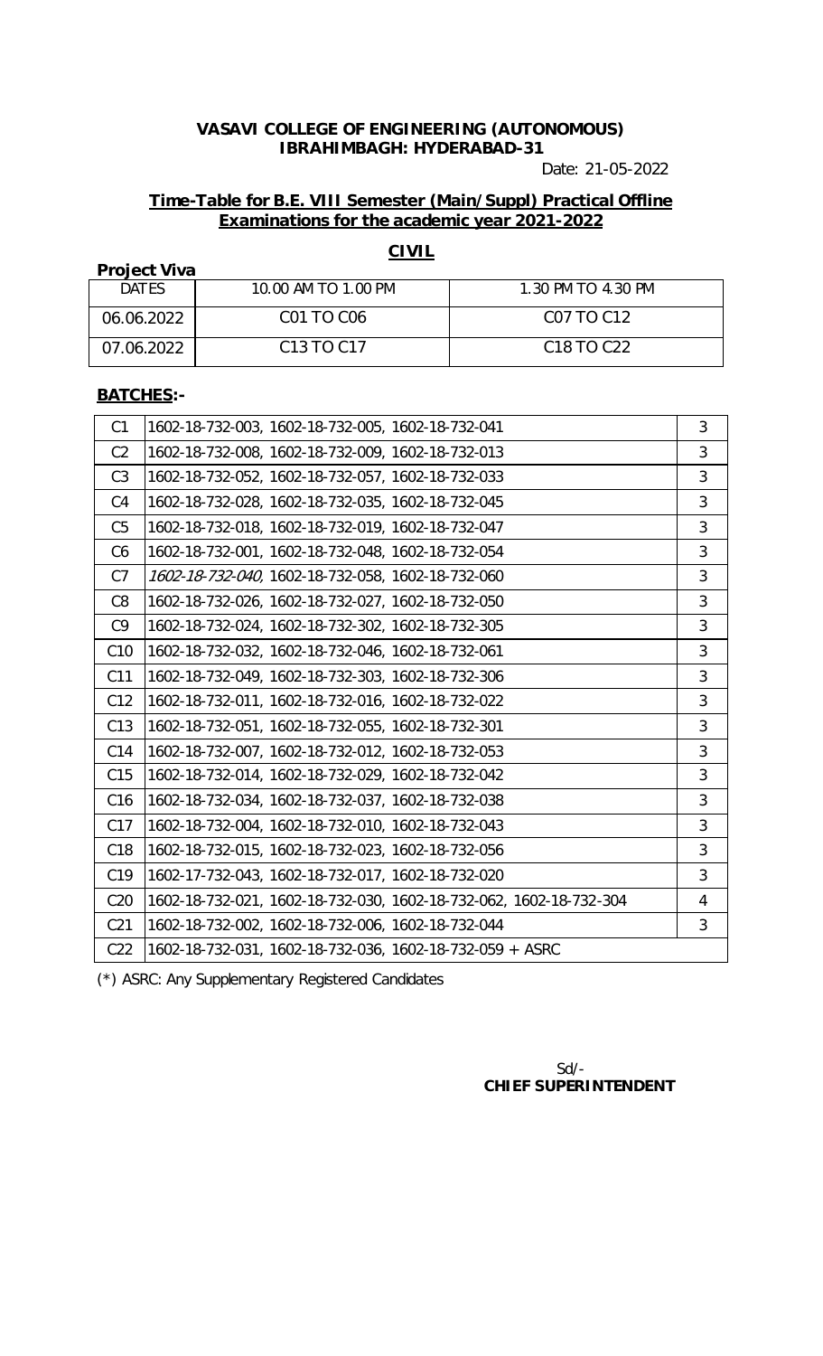**VASAVI COLLEGE OF ENGINEERING (AUTONOMOUS)**
**IBRAHIMBAGH: HYDERABAD-31**

Date: 21-05-2022

**Time-Table for B.E. VIII Semester (Main/Suppl) Practical Offline Examinations for the academic year 2021-2022**

**CIVIL**

**Project Viva**

| DATES | 10.00 AM TO 1.00 PM | 1.30 PM TO 4.30 PM |
|---|---|---|
| 06.06.2022 | C01 TO C06 | C07 TO C12 |
| 07.06.2022 | C13 TO C17 | C18 TO C22 |

**BATCHES:-**

| | | |
|---|---|---|
| C1 | 1602-18-732-003, 1602-18-732-005, 1602-18-732-041 | 3 |
| C2 | 1602-18-732-008, 1602-18-732-009, 1602-18-732-013 | 3 |
| C3 | 1602-18-732-052, 1602-18-732-057, 1602-18-732-033 | 3 |
| C4 | 1602-18-732-028, 1602-18-732-035, 1602-18-732-045 | 3 |
| C5 | 1602-18-732-018, 1602-18-732-019, 1602-18-732-047 | 3 |
| C6 | 1602-18-732-001, 1602-18-732-048, 1602-18-732-054 | 3 |
| C7 | *1602-18-732-040*, 1602-18-732-058, 1602-18-732-060 | 3 |
| C8 | 1602-18-732-026, 1602-18-732-027, 1602-18-732-050 | 3 |
| C9 | 1602-18-732-024, 1602-18-732-302, 1602-18-732-305 | 3 |
| C10 | 1602-18-732-032, 1602-18-732-046, 1602-18-732-061 | 3 |
| C11 | 1602-18-732-049, 1602-18-732-303, 1602-18-732-306 | 3 |
| C12 | 1602-18-732-011, 1602-18-732-016, 1602-18-732-022 | 3 |
| C13 | 1602-18-732-051, 1602-18-732-055, 1602-18-732-301 | 3 |
| C14 | 1602-18-732-007, 1602-18-732-012, 1602-18-732-053 | 3 |
| C15 | 1602-18-732-014, 1602-18-732-029, 1602-18-732-042 | 3 |
| C16 | 1602-18-732-034, 1602-18-732-037, 1602-18-732-038 | 3 |
| C17 | 1602-18-732-004, 1602-18-732-010, 1602-18-732-043 | 3 |
| C18 | 1602-18-732-015, 1602-18-732-023, 1602-18-732-056 | 3 |
| C19 | 1602-17-732-043, 1602-18-732-017, 1602-18-732-020 | 3 |
| C20 | 1602-18-732-021, 1602-18-732-030, 1602-18-732-062, 1602-18-732-304 | 4 |
| C21 | 1602-18-732-002, 1602-18-732-006, 1602-18-732-044 | 3 |
| C22 | 1602-18-732-031, 1602-18-732-036, 1602-18-732-059 + ASRC | |

(*) ASRC: Any Supplementary Registered Candidates

Sd/-
**CHIEF SUPERINTENDENT**